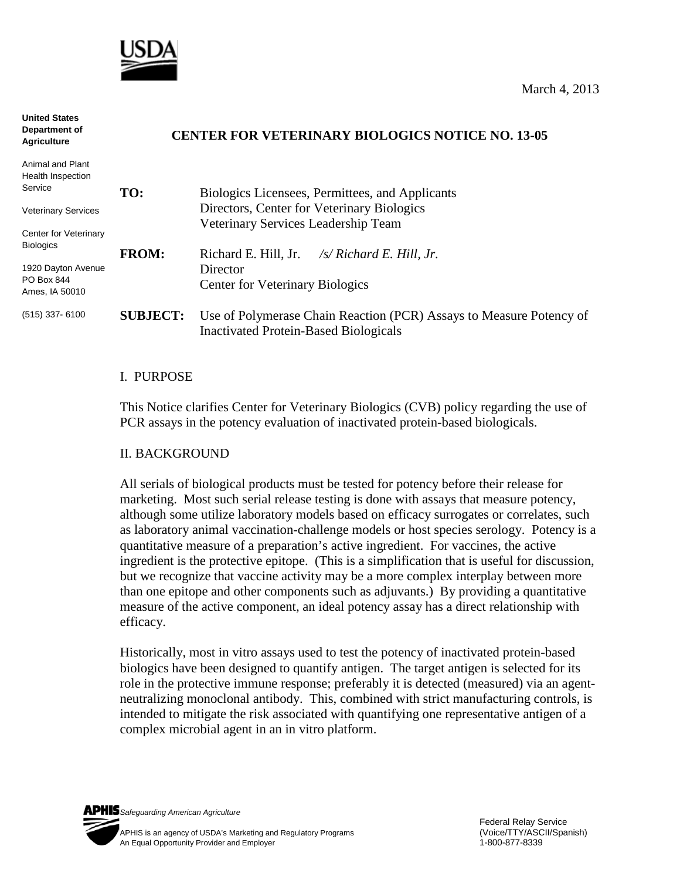March 4, 2013

**United States Department of Agriculture**

Animal and Plant Health Inspection Service

Veterinary Services

Center for Veterinary Biologics

1920 Dayton Avenue
PO Box 844
Ames, IA 50010

(515) 337- 6100

## CENTER FOR VETERINARY BIOLOGICS NOTICE NO. 13-05

**TO:** Biologics Licensees, Permittees, and Applicants
Directors, Center for Veterinary Biologics
Veterinary Services Leadership Team

**FROM:** Richard E. Hill, Jr. */s/ Richard E. Hill, Jr.*
Director
Center for Veterinary Biologics

**SUBJECT:** Use of Polymerase Chain Reaction (PCR) Assays to Measure Potency of Inactivated Protein-Based Biologicals

### I. PURPOSE

This Notice clarifies Center for Veterinary Biologics (CVB) policy regarding the use of PCR assays in the potency evaluation of inactivated protein-based biologicals.

### II. BACKGROUND

All serials of biological products must be tested for potency before their release for marketing. Most such serial release testing is done with assays that measure potency, although some utilize laboratory models based on efficacy surrogates or correlates, such as laboratory animal vaccination-challenge models or host species serology. Potency is a quantitative measure of a preparation's active ingredient. For vaccines, the active ingredient is the protective epitope. (This is a simplification that is useful for discussion, but we recognize that vaccine activity may be a more complex interplay between more than one epitope and other components such as adjuvants.) By providing a quantitative measure of the active component, an ideal potency assay has a direct relationship with efficacy.

Historically, most in vitro assays used to test the potency of inactivated protein-based biologics have been designed to quantify antigen. The target antigen is selected for its role in the protective immune response; preferably it is detected (measured) via an agent-neutralizing monoclonal antibody. This, combined with strict manufacturing controls, is intended to mitigate the risk associated with quantifying one representative antigen of a complex microbial agent in an in vitro platform.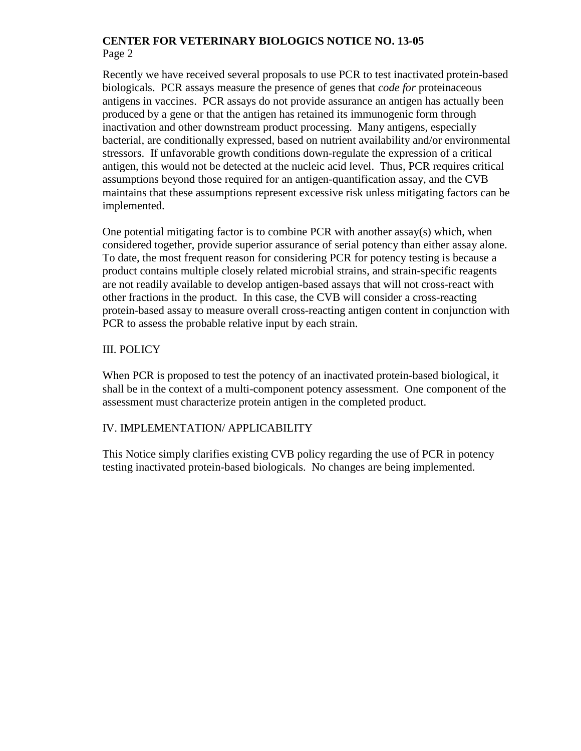Recently we have received several proposals to use PCR to test inactivated protein-based biologicals. PCR assays measure the presence of genes that *code for* proteinaceous antigens in vaccines. PCR assays do not provide assurance an antigen has actually been produced by a gene or that the antigen has retained its immunogenic form through inactivation and other downstream product processing. Many antigens, especially bacterial, are conditionally expressed, based on nutrient availability and/or environmental stressors. If unfavorable growth conditions down-regulate the expression of a critical antigen, this would not be detected at the nucleic acid level. Thus, PCR requires critical assumptions beyond those required for an antigen-quantification assay, and the CVB maintains that these assumptions represent excessive risk unless mitigating factors can be implemented.

One potential mitigating factor is to combine PCR with another assay(s) which, when considered together, provide superior assurance of serial potency than either assay alone. To date, the most frequent reason for considering PCR for potency testing is because a product contains multiple closely related microbial strains, and strain-specific reagents are not readily available to develop antigen-based assays that will not cross-react with other fractions in the product. In this case, the CVB will consider a cross-reacting protein-based assay to measure overall cross-reacting antigen content in conjunction with PCR to assess the probable relative input by each strain.

## III. POLICY

When PCR is proposed to test the potency of an inactivated protein-based biological, it shall be in the context of a multi-component potency assessment. One component of the assessment must characterize protein antigen in the completed product.

## IV. IMPLEMENTATION/ APPLICABILITY

This Notice simply clarifies existing CVB policy regarding the use of PCR in potency testing inactivated protein-based biologicals. No changes are being implemented.